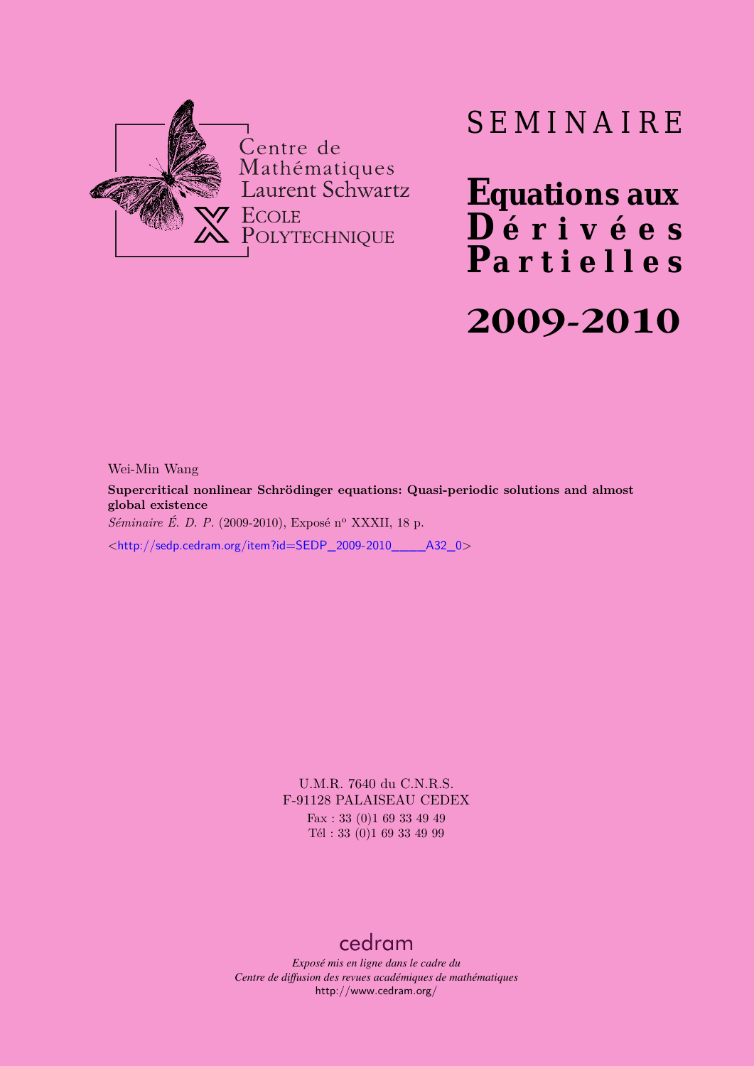Centre de Mathématiques Laurent Schwartz

ECOLE POLYTECHNIQUE

# SEMINAIRE

# Equations aux Dérivées Partielles

# 2009-2010

Wei-Min Wang

**Supercritical nonlinear Schrödinger equations: Quasi-periodic solutions and almost global existence**

*Séminaire É. D. P.* (2009-2010), Exposé n° XXXII, 18 p.

<http://sedp.cedram.org/item?id=SEDP_2009-2010____A32_0>

U.M.R. 7640 du C.N.R.S.
F-91128 PALAISEAU CEDEX
Fax : 33 (0)1 69 33 49 49
Tél : 33 (0)1 69 33 49 99

cedram

*Exposé mis en ligne dans le cadre du*
*Centre de diffusion des revues académiques de mathématiques*
http://www.cedram.org/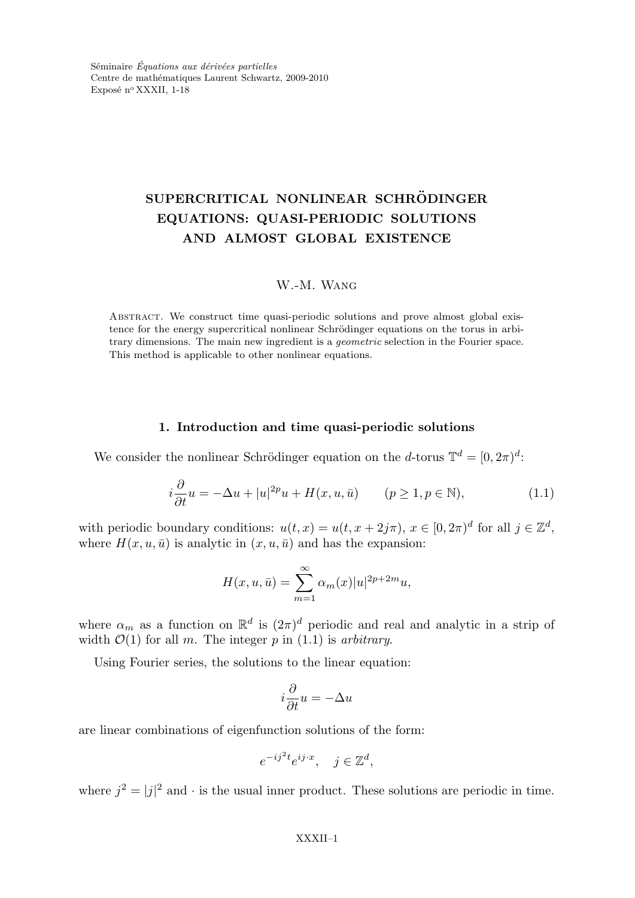Séminaire *Équations aux dérivées partielles*
Centre de mathématiques Laurent Schwartz, 2009-2010
Exposé n$^{o}$ XXXII, 1-18

# SUPERCRITICAL NONLINEAR SCHRÖDINGER EQUATIONS: QUASI-PERIODIC SOLUTIONS AND ALMOST GLOBAL EXISTENCE

W.-M. Wang

Abstract. We construct time quasi-periodic solutions and prove almost global existence for the energy supercritical nonlinear Schrödinger equations on the torus in arbitrary dimensions. The main new ingredient is a *geometric* selection in the Fourier space. This method is applicable to other nonlinear equations.

## 1. Introduction and time quasi-periodic solutions

We consider the nonlinear Schrödinger equation on the $d$-torus $\mathbb{T}^d = [0, 2\pi)^d$:

$$i\frac{\partial}{\partial t}u = -\Delta u + |u|^{2p}u + H(x, u, \bar{u}) \qquad (p \geq 1, p \in \mathbb{N}), \tag{1.1}$$

with periodic boundary conditions: $u(t, x) = u(t, x + 2j\pi)$, $x \in [0, 2\pi)^d$ for all $j \in \mathbb{Z}^d$, where $H(x, u, \bar{u})$ is analytic in $(x, u, \bar{u})$ and has the expansion:

$$H(x, u, \bar{u}) = \sum_{m=1}^{\infty} \alpha_m(x)|u|^{2p+2m}u,$$

where $\alpha_m$ as a function on $\mathbb{R}^d$ is $(2\pi)^d$ periodic and real and analytic in a strip of width $\mathcal{O}(1)$ for all $m$. The integer $p$ in (1.1) is *arbitrary*.

Using Fourier series, the solutions to the linear equation:

$$i\frac{\partial}{\partial t}u = -\Delta u$$

are linear combinations of eigenfunction solutions of the form:

$$e^{-ij^2t}e^{ij\cdot x}, \quad j \in \mathbb{Z}^d,$$

where $j^2 = |j|^2$ and $\cdot$ is the usual inner product. These solutions are periodic in time.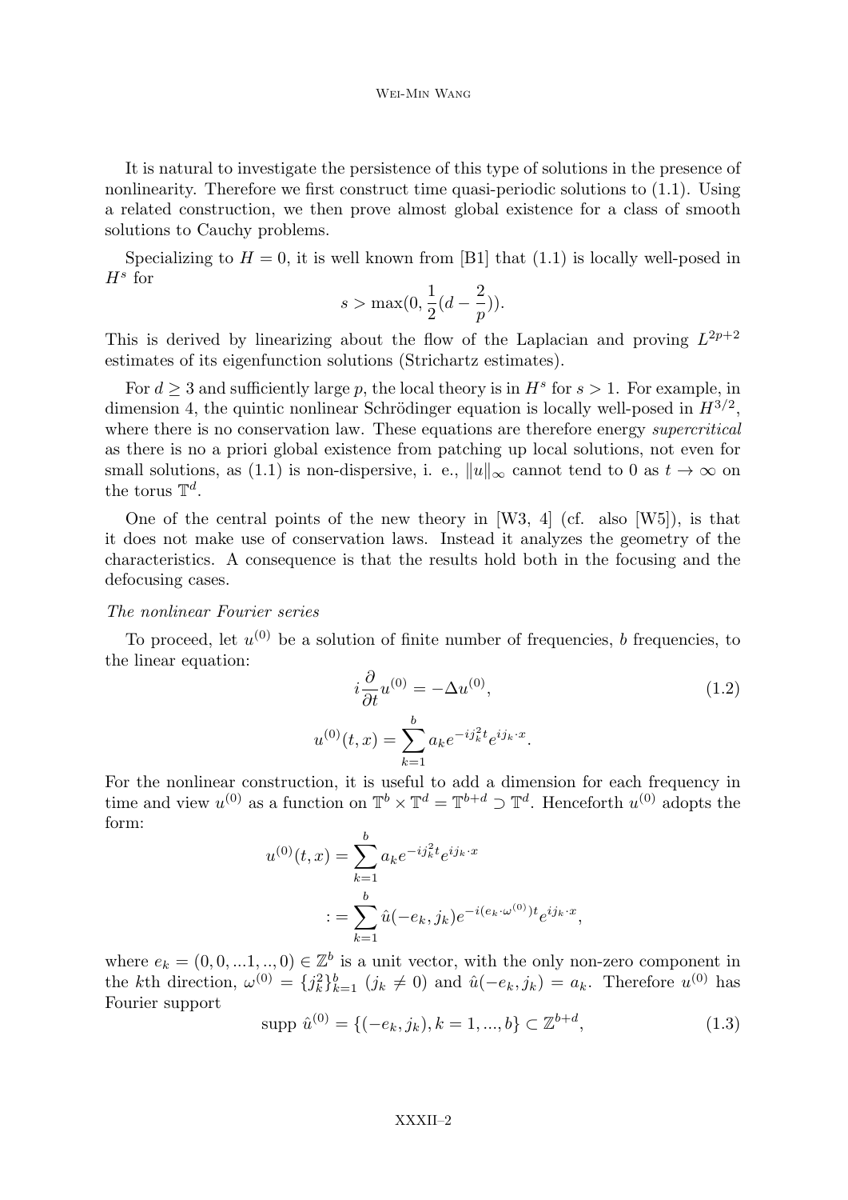It is natural to investigate the persistence of this type of solutions in the presence of nonlinearity. Therefore we first construct time quasi-periodic solutions to (1.1). Using a related construction, we then prove almost global existence for a class of smooth solutions to Cauchy problems.

Specializing to $H = 0$, it is well known from [B1] that (1.1) is locally well-posed in $H^s$ for

$$s > \max(0, \frac{1}{2}(d - \frac{2}{p})).$$

This is derived by linearizing about the flow of the Laplacian and proving $L^{2p+2}$ estimates of its eigenfunction solutions (Strichartz estimates).

For $d \geq 3$ and sufficiently large $p$, the local theory is in $H^s$ for $s > 1$. For example, in dimension 4, the quintic nonlinear Schrödinger equation is locally well-posed in $H^{3/2}$, where there is no conservation law. These equations are therefore energy *supercritical* as there is no a priori global existence from patching up local solutions, not even for small solutions, as (1.1) is non-dispersive, i. e., $\|u\|_\infty$ cannot tend to 0 as $t \to \infty$ on the torus $\mathbb{T}^d$.

One of the central points of the new theory in [W3, 4] (cf. also [W5]), is that it does not make use of conservation laws. Instead it analyzes the geometry of the characteristics. A consequence is that the results hold both in the focusing and the defocusing cases.

*The nonlinear Fourier series*

To proceed, let $u^{(0)}$ be a solution of finite number of frequencies, $b$ frequencies, to the linear equation:

$$i\frac{\partial}{\partial t}u^{(0)} = -\Delta u^{(0)}, \tag{1.2}$$

$$u^{(0)}(t,x) = \sum_{k=1}^{b} a_k e^{-ij_k^2 t} e^{ij_k \cdot x}.$$

For the nonlinear construction, it is useful to add a dimension for each frequency in time and view $u^{(0)}$ as a function on $\mathbb{T}^b \times \mathbb{T}^d = \mathbb{T}^{b+d} \supset \mathbb{T}^d$. Henceforth $u^{(0)}$ adopts the form:

$$\begin{aligned} u^{(0)}(t,x) &= \sum_{k=1}^{b} a_k e^{-ij_k^2 t} e^{ij_k \cdot x} \\ &:= \sum_{k=1}^{b} \hat{u}(-e_k, j_k) e^{-i(e_k \cdot \omega^{(0)})t} e^{ij_k \cdot x}, \end{aligned}$$

where $e_k = (0, 0, ...1, .., 0) \in \mathbb{Z}^b$ is a unit vector, with the only non-zero component in the $k$th direction, $\omega^{(0)} = \{j_k^2\}_{k=1}^b$ ($j_k \neq 0$) and $\hat{u}(-e_k, j_k) = a_k$. Therefore $u^{(0)}$ has Fourier support

$$\text{supp } \hat{u}^{(0)} = \{(-e_k, j_k), k = 1, ..., b\} \subset \mathbb{Z}^{b+d}, \tag{1.3}$$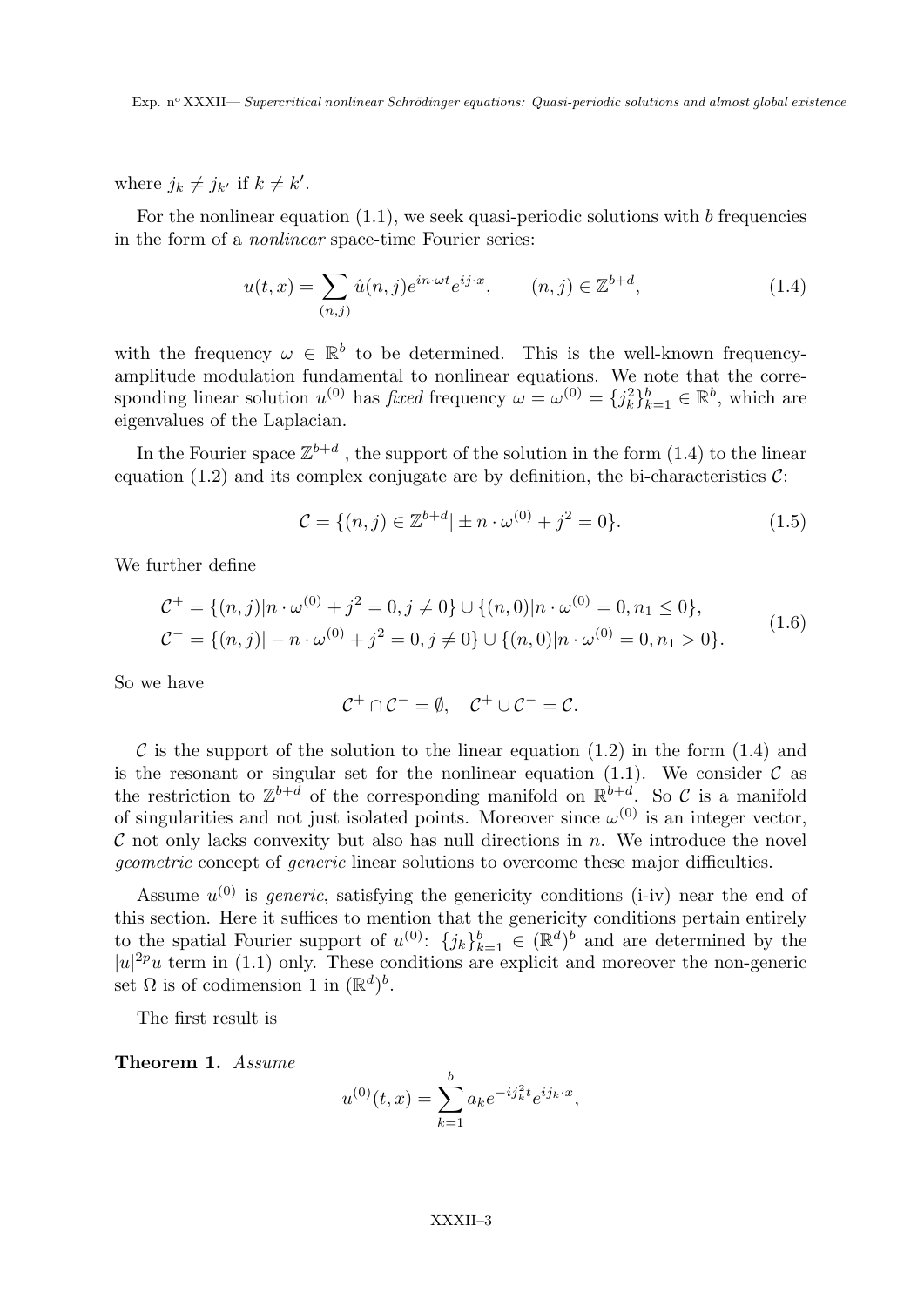where $j_k \neq j_{k'}$ if $k \neq k'$.

For the nonlinear equation (1.1), we seek quasi-periodic solutions with $b$ frequencies in the form of a *nonlinear* space-time Fourier series:

$$u(t,x) = \sum_{(n,j)} \hat{u}(n,j) e^{in\cdot\omega t} e^{ij\cdot x}, \qquad (n,j) \in \mathbb{Z}^{b+d}, \tag{1.4}$$

with the frequency $\omega \in \mathbb{R}^b$ to be determined. This is the well-known frequency-amplitude modulation fundamental to nonlinear equations. We note that the corresponding linear solution $u^{(0)}$ has *fixed* frequency $\omega = \omega^{(0)} = \{j_k^2\}_{k=1}^b \in \mathbb{R}^b$, which are eigenvalues of the Laplacian.

In the Fourier space $\mathbb{Z}^{b+d}$ , the support of the solution in the form (1.4) to the linear equation (1.2) and its complex conjugate are by definition, the bi-characteristics $\mathcal{C}$:

$$\mathcal{C} = \{(n,j) \in \mathbb{Z}^{b+d} | \pm n \cdot \omega^{(0)} + j^2 = 0\}. \tag{1.5}$$

We further define

$$\begin{aligned} \mathcal{C}^+ &= \{(n,j) | n \cdot \omega^{(0)} + j^2 = 0, j \neq 0\} \cup \{(n,0) | n \cdot \omega^{(0)} = 0, n_1 \leq 0\}, \\ \mathcal{C}^- &= \{(n,j) | -n \cdot \omega^{(0)} + j^2 = 0, j \neq 0\} \cup \{(n,0) | n \cdot \omega^{(0)} = 0, n_1 > 0\}. \end{aligned} \tag{1.6}$$

So we have

$$\mathcal{C}^+ \cap \mathcal{C}^- = \emptyset, \quad \mathcal{C}^+ \cup \mathcal{C}^- = \mathcal{C}.$$

$\mathcal{C}$ is the support of the solution to the linear equation (1.2) in the form (1.4) and is the resonant or singular set for the nonlinear equation (1.1). We consider $\mathcal{C}$ as the restriction to $\mathbb{Z}^{b+d}$ of the corresponding manifold on $\mathbb{R}^{b+d}$. So $\mathcal{C}$ is a manifold of singularities and not just isolated points. Moreover since $\omega^{(0)}$ is an integer vector, $\mathcal{C}$ not only lacks convexity but also has null directions in $n$. We introduce the novel *geometric* concept of *generic* linear solutions to overcome these major difficulties.

Assume $u^{(0)}$ is *generic*, satisfying the genericity conditions (i-iv) near the end of this section. Here it suffices to mention that the genericity conditions pertain entirely to the spatial Fourier support of $u^{(0)}$: $\{j_k\}_{k=1}^b \in (\mathbb{R}^d)^b$ and are determined by the $|u|^{2p}u$ term in (1.1) only. These conditions are explicit and moreover the non-generic set $\Omega$ is of codimension 1 in $(\mathbb{R}^d)^b$.

The first result is

**Theorem 1.** *Assume*

$$u^{(0)}(t,x) = \sum_{k=1}^{b} a_k e^{-ij_k^2 t} e^{ij_k\cdot x},$$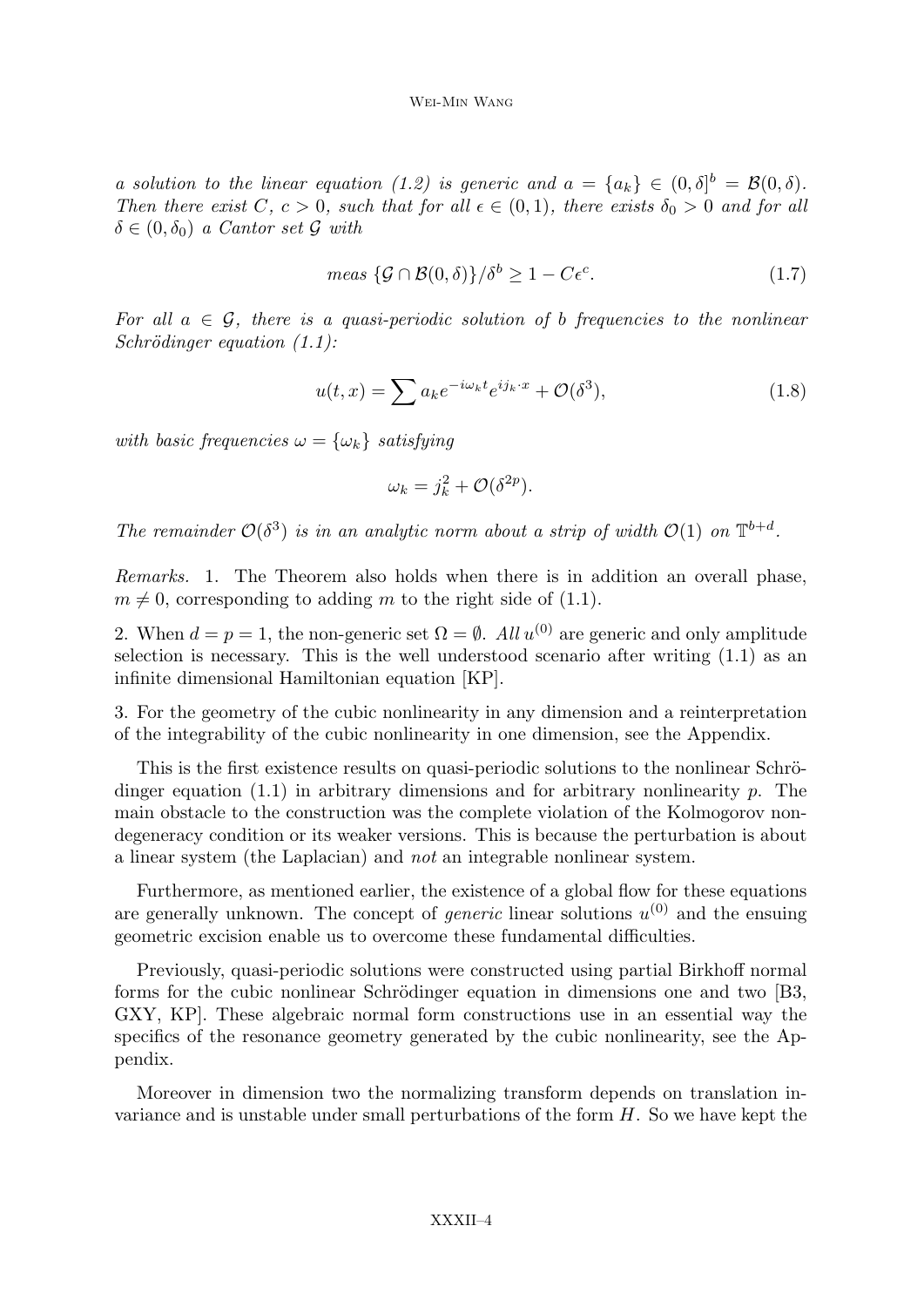*a solution to the linear equation (1.2) is generic and* $a = \{a_k\} \in (0, \delta]^b = \mathcal{B}(0, \delta)$. *Then there exist* $C$, $c > 0$, *such that for all* $\epsilon \in (0, 1)$, *there exists* $\delta_0 > 0$ *and for all* $\delta \in (0, \delta_0)$ *a Cantor set* $\mathcal{G}$ *with*

$$\text{meas } \{\mathcal{G} \cap \mathcal{B}(0, \delta)\}/\delta^b \geq 1 - C\epsilon^c. \tag{1.7}$$

*For all* $a \in \mathcal{G}$, *there is a quasi-periodic solution of* $b$ *frequencies to the nonlinear Schrödinger equation (1.1):*

$$u(t, x) = \sum a_k e^{-i\omega_k t} e^{ij_k \cdot x} + \mathcal{O}(\delta^3), \tag{1.8}$$

*with basic frequencies* $\omega = \{\omega_k\}$ *satisfying*

$$\omega_k = j_k^2 + \mathcal{O}(\delta^{2p}).$$

*The remainder* $\mathcal{O}(\delta^3)$ *is in an analytic norm about a strip of width* $\mathcal{O}(1)$ *on* $\mathbb{T}^{b+d}$.

*Remarks.* 1. The Theorem also holds when there is in addition an overall phase, $m \neq 0$, corresponding to adding $m$ to the right side of (1.1).

2. When $d = p = 1$, the non-generic set $\Omega = \emptyset$. *All* $u^{(0)}$ are generic and only amplitude selection is necessary. This is the well understood scenario after writing (1.1) as an infinite dimensional Hamiltonian equation [KP].

3. For the geometry of the cubic nonlinearity in any dimension and a reinterpretation of the integrability of the cubic nonlinearity in one dimension, see the Appendix.

This is the first existence results on quasi-periodic solutions to the nonlinear Schrödinger equation (1.1) in arbitrary dimensions and for arbitrary nonlinearity $p$. The main obstacle to the construction was the complete violation of the Kolmogorov nondegeneracy condition or its weaker versions. This is because the perturbation is about a linear system (the Laplacian) and *not* an integrable nonlinear system.

Furthermore, as mentioned earlier, the existence of a global flow for these equations are generally unknown. The concept of *generic* linear solutions $u^{(0)}$ and the ensuing geometric excision enable us to overcome these fundamental difficulties.

Previously, quasi-periodic solutions were constructed using partial Birkhoff normal forms for the cubic nonlinear Schrödinger equation in dimensions one and two [B3, GXY, KP]. These algebraic normal form constructions use in an essential way the specifics of the resonance geometry generated by the cubic nonlinearity, see the Appendix.

Moreover in dimension two the normalizing transform depends on translation invariance and is unstable under small perturbations of the form $H$. So we have kept the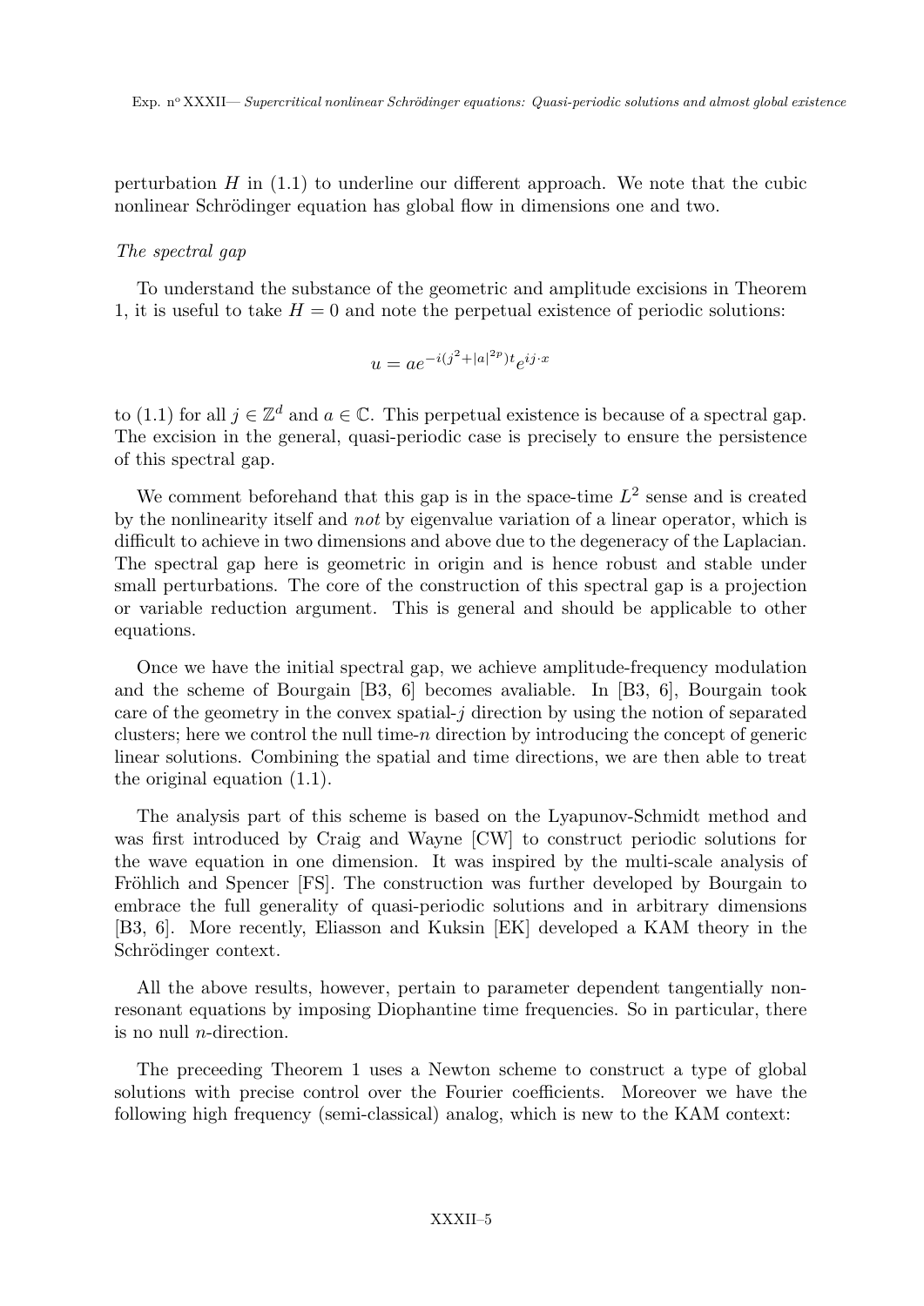perturbation $H$ in (1.1) to underline our different approach. We note that the cubic nonlinear Schrödinger equation has global flow in dimensions one and two.

*The spectral gap*

To understand the substance of the geometric and amplitude excisions in Theorem 1, it is useful to take $H = 0$ and note the perpetual existence of periodic solutions:

$$u = ae^{-i(j^2+|a|^{2p})t}e^{ij\cdot x}$$

to (1.1) for all $j \in \mathbb{Z}^d$ and $a \in \mathbb{C}$. This perpetual existence is because of a spectral gap. The excision in the general, quasi-periodic case is precisely to ensure the persistence of this spectral gap.

We comment beforehand that this gap is in the space-time $L^2$ sense and is created by the nonlinearity itself and *not* by eigenvalue variation of a linear operator, which is difficult to achieve in two dimensions and above due to the degeneracy of the Laplacian. The spectral gap here is geometric in origin and is hence robust and stable under small perturbations. The core of the construction of this spectral gap is a projection or variable reduction argument. This is general and should be applicable to other equations.

Once we have the initial spectral gap, we achieve amplitude-frequency modulation and the scheme of Bourgain [B3, 6] becomes avaliable. In [B3, 6], Bourgain took care of the geometry in the convex spatial-$j$ direction by using the notion of separated clusters; here we control the null time-$n$ direction by introducing the concept of generic linear solutions. Combining the spatial and time directions, we are then able to treat the original equation (1.1).

The analysis part of this scheme is based on the Lyapunov-Schmidt method and was first introduced by Craig and Wayne [CW] to construct periodic solutions for the wave equation in one dimension. It was inspired by the multi-scale analysis of Fröhlich and Spencer [FS]. The construction was further developed by Bourgain to embrace the full generality of quasi-periodic solutions and in arbitrary dimensions [B3, 6]. More recently, Eliasson and Kuksin [EK] developed a KAM theory in the Schrödinger context.

All the above results, however, pertain to parameter dependent tangentially non-resonant equations by imposing Diophantine time frequencies. So in particular, there is no null $n$-direction.

The preceeding Theorem 1 uses a Newton scheme to construct a type of global solutions with precise control over the Fourier coefficients. Moreover we have the following high frequency (semi-classical) analog, which is new to the KAM context: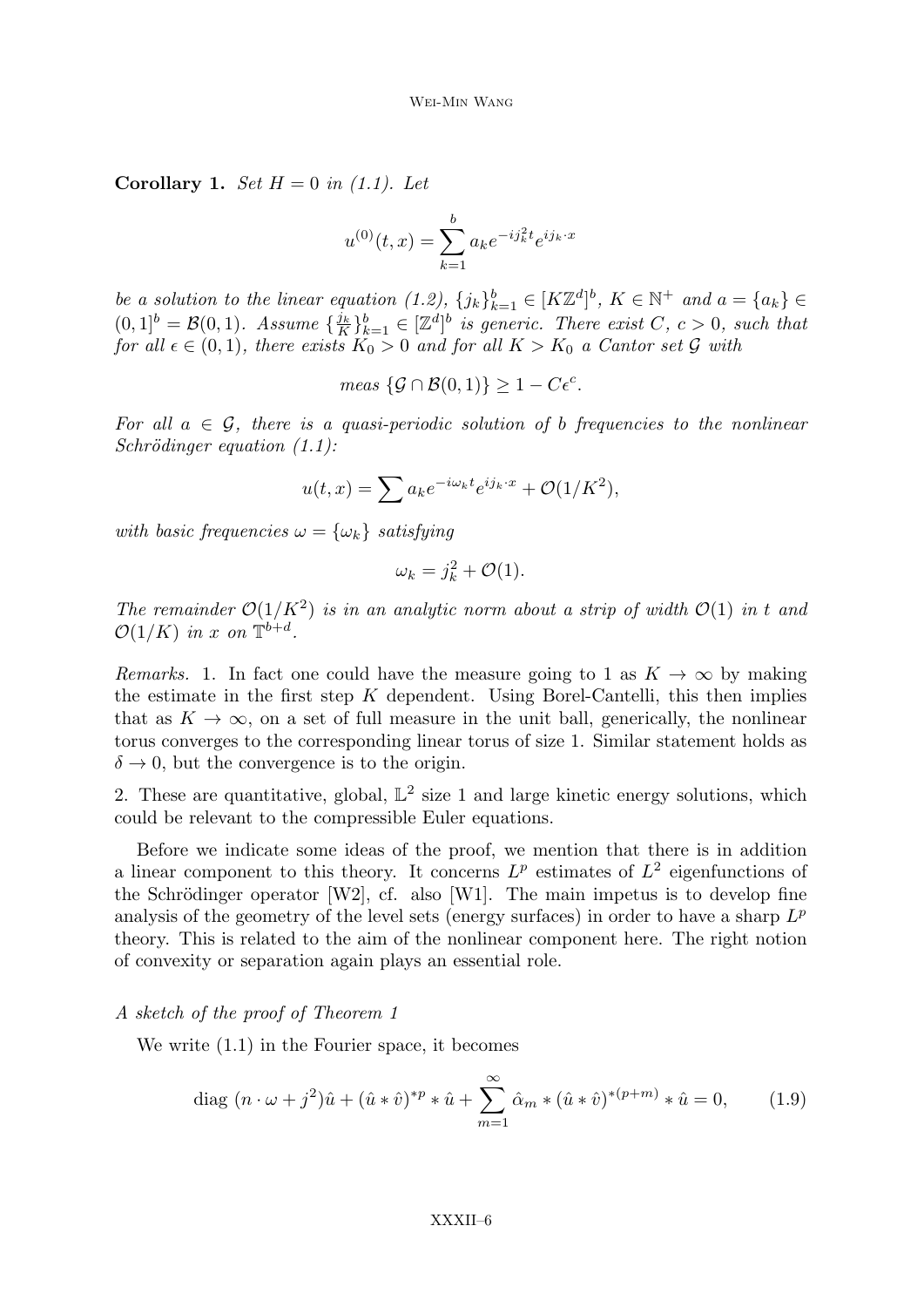**Corollary 1.** *Set $H = 0$ in (1.1). Let*

$$u^{(0)}(t,x) = \sum_{k=1}^{b} a_k e^{-ij_k^2 t} e^{ij_k \cdot x}$$

*be a solution to the linear equation (1.2), $\{j_k\}_{k=1}^b \in [K\mathbb{Z}^d]^b$, $K \in \mathbb{N}^+$ and $a = \{a_k\} \in (0,1]^b = \mathcal{B}(0,1)$. Assume $\{\frac{j_k}{K}\}_{k=1}^b \in [\mathbb{Z}^d]^b$ is generic. There exist $C$, $c > 0$, such that for all $\epsilon \in (0,1)$, there exists $K_0 > 0$ and for all $K > K_0$ a Cantor set $\mathcal{G}$ with*

$$\text{meas } \{\mathcal{G} \cap \mathcal{B}(0,1)\} \geq 1 - C\epsilon^c.$$

*For all $a \in \mathcal{G}$, there is a quasi-periodic solution of $b$ frequencies to the nonlinear Schrödinger equation (1.1):*

$$u(t,x) = \sum a_k e^{-i\omega_k t} e^{ij_k \cdot x} + \mathcal{O}(1/K^2),$$

*with basic frequencies $\omega = \{\omega_k\}$ satisfying*

$$\omega_k = j_k^2 + \mathcal{O}(1).$$

*The remainder $\mathcal{O}(1/K^2)$ is in an analytic norm about a strip of width $\mathcal{O}(1)$ in $t$ and $\mathcal{O}(1/K)$ in $x$ on $\mathbb{T}^{b+d}$.*

*Remarks.* 1. In fact one could have the measure going to 1 as $K \to \infty$ by making the estimate in the first step $K$ dependent. Using Borel-Cantelli, this then implies that as $K \to \infty$, on a set of full measure in the unit ball, generically, the nonlinear torus converges to the corresponding linear torus of size 1. Similar statement holds as $\delta \to 0$, but the convergence is to the origin.

2. These are quantitative, global, $\mathbb{L}^2$ size 1 and large kinetic energy solutions, which could be relevant to the compressible Euler equations.

Before we indicate some ideas of the proof, we mention that there is in addition a linear component to this theory. It concerns $L^p$ estimates of $L^2$ eigenfunctions of the Schrödinger operator [W2], cf. also [W1]. The main impetus is to develop fine analysis of the geometry of the level sets (energy surfaces) in order to have a sharp $L^p$ theory. This is related to the aim of the nonlinear component here. The right notion of convexity or separation again plays an essential role.

*A sketch of the proof of Theorem 1*

We write (1.1) in the Fourier space, it becomes

$$\text{diag } (n \cdot \omega + j^2)\hat{u} + (\hat{u} * \hat{v})^{*p} * \hat{u} + \sum_{m=1}^{\infty} \hat{\alpha}_m * (\hat{u} * \hat{v})^{*(p+m)} * \hat{u} = 0, \tag{1.9}$$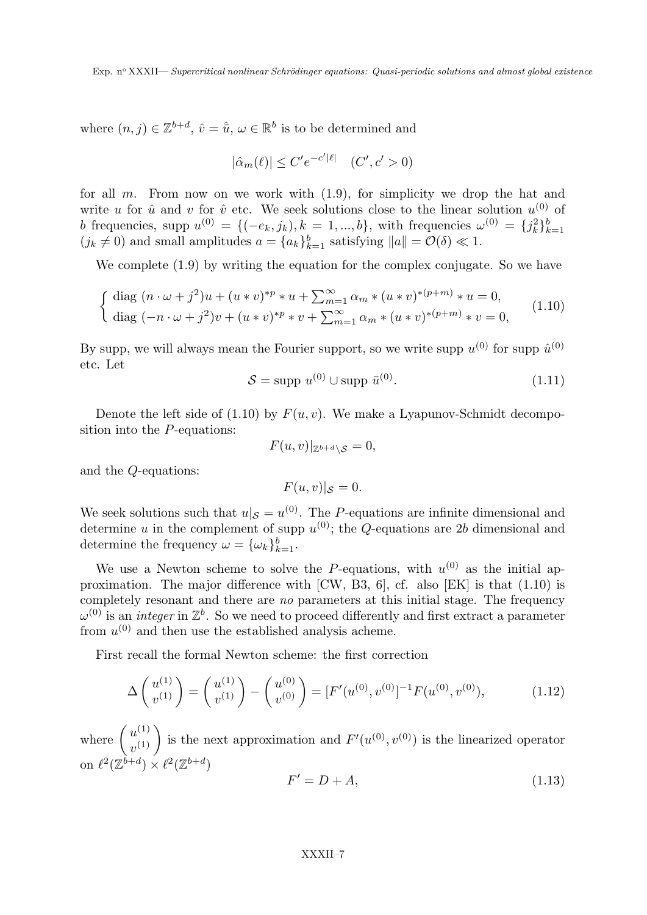where $(n, j) \in \mathbb{Z}^{b+d}$, $\hat{v} = \hat{\bar{u}}$, $\omega \in \mathbb{R}^b$ is to be determined and

$$|\hat{\alpha}_m(\ell)| \leq C' e^{-c'|\ell|} \quad (C', c' > 0)$$

for all $m$. From now on we work with (1.9), for simplicity we drop the hat and write $u$ for $\hat{u}$ and $v$ for $\hat{v}$ etc. We seek solutions close to the linear solution $u^{(0)}$ of $b$ frequencies, supp $u^{(0)} = \{(-e_k, j_k), k = 1, ..., b\}$, with frequencies $\omega^{(0)} = \{j_k^2\}_{k=1}^b$ $(j_k \neq 0)$ and small amplitudes $a = \{a_k\}_{k=1}^b$ satisfying $\|a\| = \mathcal{O}(\delta) \ll 1$.

We complete (1.9) by writing the equation for the complex conjugate. So we have

$$\begin{cases} \text{diag } (n \cdot \omega + j^2)u + (u * v)^{*p} * u + \sum_{m=1}^{\infty} \alpha_m * (u * v)^{*(p+m)} * u = 0, \\ \text{diag } (-n \cdot \omega + j^2)v + (u * v)^{*p} * v + \sum_{m=1}^{\infty} \alpha_m * (u * v)^{*(p+m)} * v = 0, \end{cases} \tag{1.10}$$

By supp, we will always mean the Fourier support, so we write supp $u^{(0)}$ for supp $\hat{u}^{(0)}$ etc. Let

$$\mathcal{S} = \text{supp } u^{(0)} \cup \text{supp } \bar{u}^{(0)}. \tag{1.11}$$

Denote the left side of (1.10) by $F(u, v)$. We make a Lyapunov-Schmidt decomposition into the $P$-equations:

$$F(u, v)|_{\mathbb{Z}^{b+d} \setminus \mathcal{S}} = 0,$$

and the $Q$-equations:

$$F(u, v)|_{\mathcal{S}} = 0.$$

We seek solutions such that $u|_{\mathcal{S}} = u^{(0)}$. The $P$-equations are infinite dimensional and determine $u$ in the complement of supp $u^{(0)}$; the $Q$-equations are $2b$ dimensional and determine the frequency $\omega = \{\omega_k\}_{k=1}^b$.

We use a Newton scheme to solve the $P$-equations, with $u^{(0)}$ as the initial approximation. The major difference with [CW, B3, 6], cf. also [EK] is that (1.10) is completely resonant and there are *no* parameters at this initial stage. The frequency $\omega^{(0)}$ is an *integer* in $\mathbb{Z}^b$. So we need to proceed differently and first extract a parameter from $u^{(0)}$ and then use the established analysis acheme.

First recall the formal Newton scheme: the first correction

$$\Delta \begin{pmatrix} u^{(1)} \\ v^{(1)} \end{pmatrix} = \begin{pmatrix} u^{(1)} \\ v^{(1)} \end{pmatrix} - \begin{pmatrix} u^{(0)} \\ v^{(0)} \end{pmatrix} = [F'(u^{(0)}, v^{(0)}]^{-1} F(u^{(0)}, v^{(0)}), \tag{1.12}$$

where $\begin{pmatrix} u^{(1)} \\ v^{(1)} \end{pmatrix}$ is the next approximation and $F'(u^{(0)}, v^{(0)})$ is the linearized operator on $\ell^2(\mathbb{Z}^{b+d}) \times \ell^2(\mathbb{Z}^{b+d})$

$$F' = D + A, \tag{1.13}$$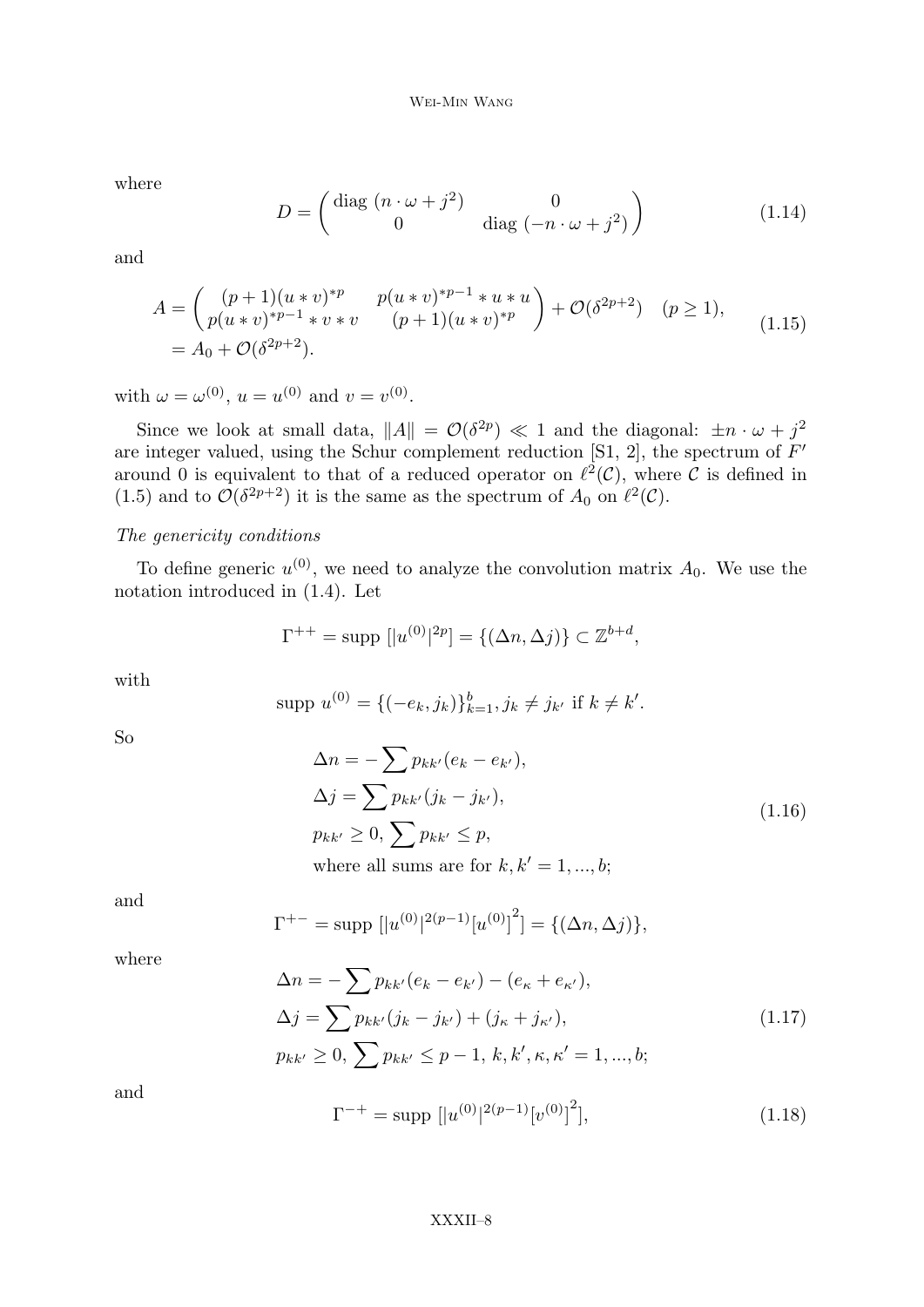where

$$D = \begin{pmatrix} \text{diag } (n \cdot \omega + j^2) & 0 \\ 0 & \text{diag } (-n \cdot \omega + j^2) \end{pmatrix} \tag{1.14}$$

and

$$\begin{aligned} A &= \begin{pmatrix} (p+1)(u*v)^{*p} & p(u*v)^{*p-1}*u*u \\ p(u*v)^{*p-1}*v*v & (p+1)(u*v)^{*p} \end{pmatrix} + \mathcal{O}(\delta^{2p+2}) \quad (p \geq 1), \\ &= A_0 + \mathcal{O}(\delta^{2p+2}). \end{aligned} \tag{1.15}$$

with $\omega = \omega^{(0)}$, $u = u^{(0)}$ and $v = v^{(0)}$.

Since we look at small data, $\|A\| = \mathcal{O}(\delta^{2p}) \ll 1$ and the diagonal: $\pm n \cdot \omega + j^2$ are integer valued, using the Schur complement reduction [S1, 2], the spectrum of $F'$ around 0 is equivalent to that of a reduced operator on $\ell^2(\mathcal{C})$, where $\mathcal{C}$ is defined in (1.5) and to $\mathcal{O}(\delta^{2p+2})$ it is the same as the spectrum of $A_0$ on $\ell^2(\mathcal{C})$.

*The genericity conditions*

To define generic $u^{(0)}$, we need to analyze the convolution matrix $A_0$. We use the notation introduced in (1.4). Let

$$\Gamma^{++} = \text{supp } [|u^{(0)}|^{2p}] = \{(\Delta n, \Delta j)\} \subset \mathbb{Z}^{b+d},$$

with

$$\text{supp } u^{(0)} = \{(-e_k, j_k)\}_{k=1}^{b}, j_k \neq j_{k'} \text{ if } k \neq k'.$$

So

$$\begin{aligned} &\Delta n = -\sum p_{kk'}(e_k - e_{k'}), \\ &\Delta j = \sum p_{kk'}(j_k - j_{k'}), \\ &p_{kk'} \geq 0, \sum p_{kk'} \leq p, \\ &\text{where all sums are for } k, k' = 1, ..., b; \end{aligned} \tag{1.16}$$

and

$$\Gamma^{+-} = \text{supp } [|u^{(0)}|^{2(p-1)}[u^{(0)}]^2] = \{(\Delta n, \Delta j)\},$$

where

$$\begin{aligned} &\Delta n = -\sum p_{kk'}(e_k - e_{k'}) - (e_\kappa + e_{\kappa'}), \\ &\Delta j = \sum p_{kk'}(j_k - j_{k'}) + (j_\kappa + j_{\kappa'}), \\ &p_{kk'} \geq 0, \sum p_{kk'} \leq p-1, \ k, k', \kappa, \kappa' = 1, ..., b; \end{aligned} \tag{1.17}$$

and

$$\Gamma^{-+} = \text{supp } [|u^{(0)}|^{2(p-1)}[v^{(0)}]^2], \tag{1.18}$$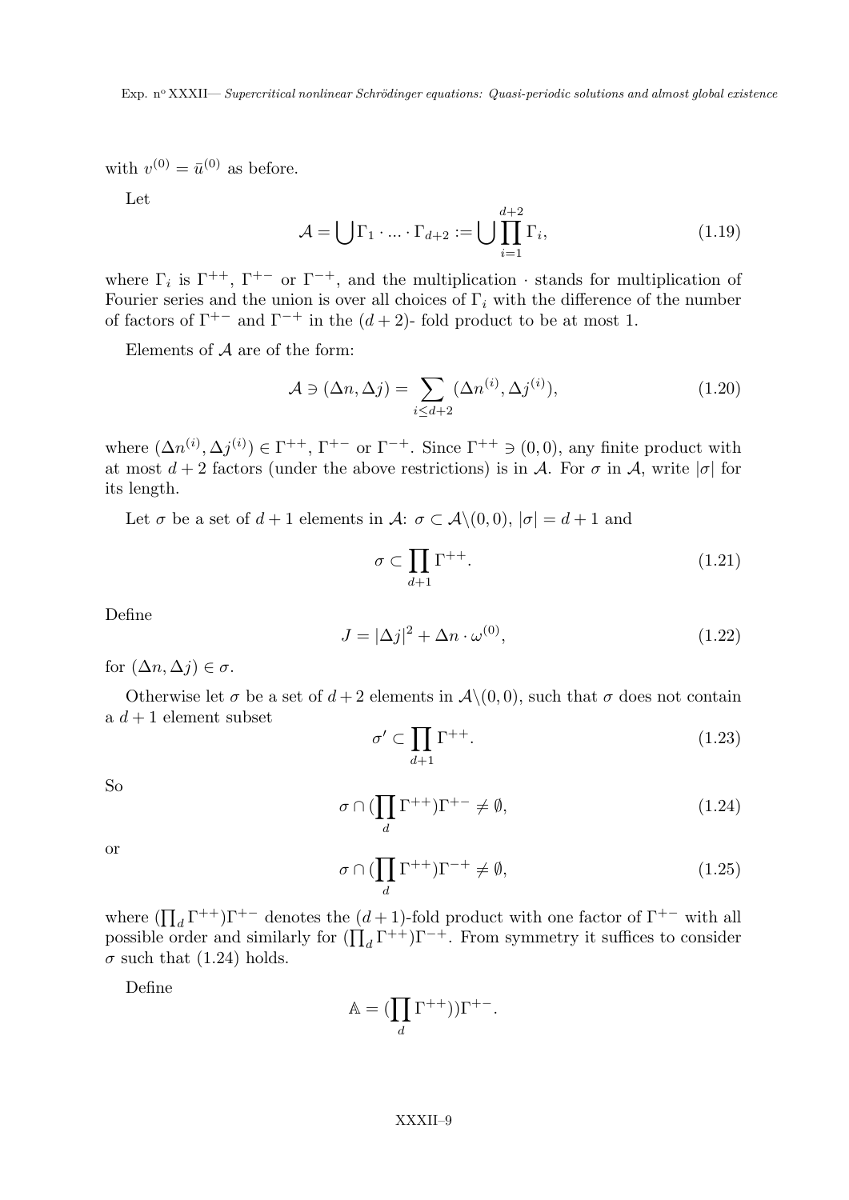with $v^{(0)} = \bar{u}^{(0)}$ as before.

Let

$$\mathcal{A} = \bigcup \Gamma_1 \cdot ... \cdot \Gamma_{d+2} := \bigcup \prod_{i=1}^{d+2} \Gamma_i, \tag{1.19}$$

where $\Gamma_i$ is $\Gamma^{++}$, $\Gamma^{+-}$ or $\Gamma^{-+}$, and the multiplication $\cdot$ stands for multiplication of Fourier series and the union is over all choices of $\Gamma_i$ with the difference of the number of factors of $\Gamma^{+-}$ and $\Gamma^{-+}$ in the $(d+2)$- fold product to be at most 1.

Elements of $\mathcal{A}$ are of the form:

$$\mathcal{A} \ni (\Delta n, \Delta j) = \sum_{i \leq d+2} (\Delta n^{(i)}, \Delta j^{(i)}), \tag{1.20}$$

where $(\Delta n^{(i)}, \Delta j^{(i)}) \in \Gamma^{++}$, $\Gamma^{+-}$ or $\Gamma^{-+}$. Since $\Gamma^{++} \ni (0,0)$, any finite product with at most $d+2$ factors (under the above restrictions) is in $\mathcal{A}$. For $\sigma$ in $\mathcal{A}$, write $|\sigma|$ for its length.

Let $\sigma$ be a set of $d+1$ elements in $\mathcal{A}$: $\sigma \subset \mathcal{A} \backslash (0,0)$, $|\sigma| = d+1$ and

$$\sigma \subset \prod_{d+1} \Gamma^{++}. \tag{1.21}$$

Define

$$J = |\Delta j|^2 + \Delta n \cdot \omega^{(0)}, \tag{1.22}$$

for $(\Delta n, \Delta j) \in \sigma$.

Otherwise let $\sigma$ be a set of $d+2$ elements in $\mathcal{A} \backslash (0,0)$, such that $\sigma$ does not contain a $d+1$ element subset

$$\sigma' \subset \prod_{d+1} \Gamma^{++}. \tag{1.23}$$

So

$$\sigma \cap (\prod_{d} \Gamma^{++}) \Gamma^{+-} \neq \emptyset, \tag{1.24}$$

or

$$\sigma \cap (\prod_{d} \Gamma^{++}) \Gamma^{-+} \neq \emptyset, \tag{1.25}$$

where $(\prod_d \Gamma^{++})\Gamma^{+-}$ denotes the $(d+1)$-fold product with one factor of $\Gamma^{+-}$ with all possible order and similarly for $(\prod_d \Gamma^{++})\Gamma^{-+}$. From symmetry it suffices to consider $\sigma$ such that (1.24) holds.

Define

$$\mathbb{A} = (\prod_{d} \Gamma^{++}))\Gamma^{+-}.$$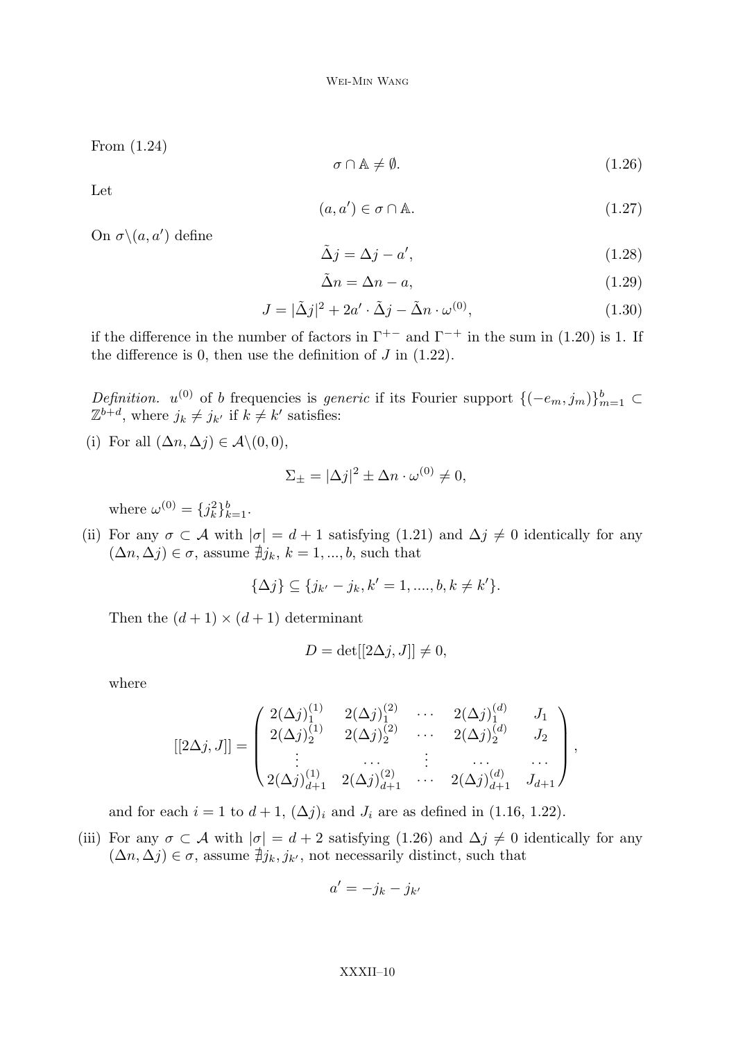From (1.24)

$$\sigma \cap \mathbb{A} \neq \emptyset. \tag{1.26}$$

Let

$$(a, a') \in \sigma \cap \mathbb{A}. \tag{1.27}$$

On $\sigma \backslash (a, a')$ define

$$\tilde{\Delta} j = \Delta j - a', \tag{1.28}$$

$$\tilde{\Delta} n = \Delta n - a, \tag{1.29}$$

$$J = |\tilde{\Delta} j|^2 + 2a' \cdot \tilde{\Delta} j - \tilde{\Delta} n \cdot \omega^{(0)}, \tag{1.30}$$

if the difference in the number of factors in $\Gamma^{+-}$ and $\Gamma^{-+}$ in the sum in (1.20) is 1. If the difference is 0, then use the definition of $J$ in (1.22).

*Definition.* $u^{(0)}$ of $b$ frequencies is *generic* if its Fourier support $\{(-e_m, j_m)\}_{m=1}^{b} \subset \mathbb{Z}^{b+d}$, where $j_k \neq j_{k'}$ if $k \neq k'$ satisfies:

(i) For all $(\Delta n, \Delta j) \in \mathcal{A} \backslash (0, 0)$,

$$\Sigma_{\pm} = |\Delta j|^2 \pm \Delta n \cdot \omega^{(0)} \neq 0,$$

where $\omega^{(0)} = \{j_k^2\}_{k=1}^{b}$.

(ii) For any $\sigma \subset \mathcal{A}$ with $|\sigma| = d + 1$ satisfying (1.21) and $\Delta j \neq 0$ identically for any $(\Delta n, \Delta j) \in \sigma$, assume $\nexists j_k$, $k = 1, ..., b$, such that

$$\{\Delta j\} \subseteq \{j_{k'} - j_k, k' = 1, ...., b, k \neq k'\}.$$

Then the $(d+1) \times (d+1)$ determinant

$$D = \det[[2\Delta j, J]] \neq 0,$$

where

$$[[2\Delta j, J]] = \begin{pmatrix} 2(\Delta j)_1^{(1)} & 2(\Delta j)_1^{(2)} & \cdots & 2(\Delta j)_1^{(d)} & J_1 \\ 2(\Delta j)_2^{(1)} & 2(\Delta j)_2^{(2)} & \cdots & 2(\Delta j)_2^{(d)} & J_2 \\ \vdots & \cdots & \vdots & \cdots & \cdots \\ 2(\Delta j)_{d+1}^{(1)} & 2(\Delta j)_{d+1}^{(2)} & \cdots & 2(\Delta j)_{d+1}^{(d)} & J_{d+1} \end{pmatrix},$$

and for each $i = 1$ to $d + 1$, $(\Delta j)_i$ and $J_i$ are as defined in (1.16, 1.22).

(iii) For any $\sigma \subset \mathcal{A}$ with $|\sigma| = d + 2$ satisfying (1.26) and $\Delta j \neq 0$ identically for any $(\Delta n, \Delta j) \in \sigma$, assume $\nexists j_k, j_{k'}$, not necessarily distinct, such that

$$a' = -j_k - j_{k'}$$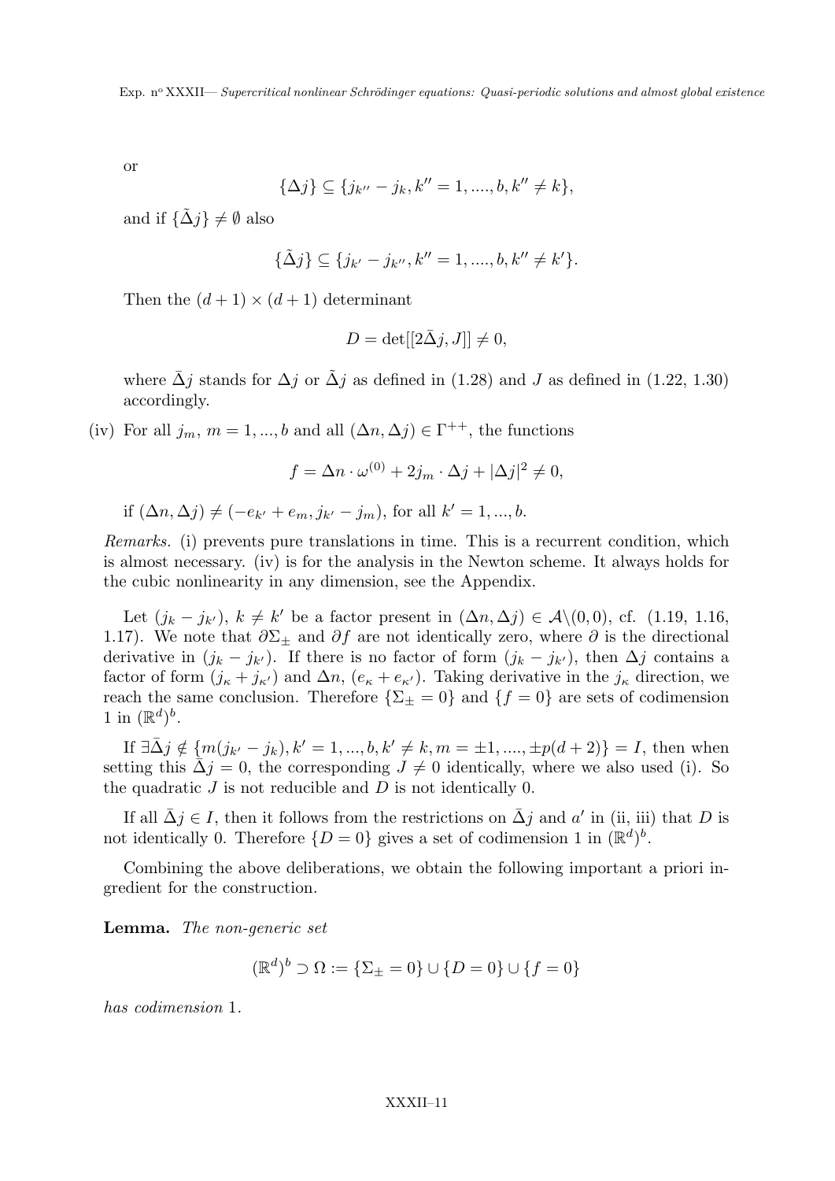or

$$\{\Delta j\} \subseteq \{j_{k''} - j_k, k'' = 1, ...., b, k'' \neq k\},$$

and if $\{\tilde{\Delta} j\} \neq \emptyset$ also

$$\{\tilde{\Delta} j\} \subseteq \{j_{k'} - j_{k''}, k'' = 1, ...., b, k'' \neq k'\}.$$

Then the $(d+1) \times (d+1)$ determinant

$$D = \det[[2\bar{\Delta} j, J]] \neq 0,$$

where $\bar{\Delta} j$ stands for $\Delta j$ or $\tilde{\Delta} j$ as defined in (1.28) and $J$ as defined in (1.22, 1.30) accordingly.

(iv) For all $j_m$, $m = 1, ..., b$ and all $(\Delta n, \Delta j) \in \Gamma^{++}$, the functions

$$f = \Delta n \cdot \omega^{(0)} + 2 j_m \cdot \Delta j + |\Delta j|^2 \neq 0,$$

if $(\Delta n, \Delta j) \neq (-e_{k'} + e_m, j_{k'} - j_m)$, for all $k' = 1, ..., b$.

*Remarks.* (i) prevents pure translations in time. This is a recurrent condition, which is almost necessary. (iv) is for the analysis in the Newton scheme. It always holds for the cubic nonlinearity in any dimension, see the Appendix.

Let $(j_k - j_{k'})$, $k \neq k'$ be a factor present in $(\Delta n, \Delta j) \in \mathcal{A} \backslash (0, 0)$, cf. (1.19, 1.16, 1.17). We note that $\partial \Sigma_\pm$ and $\partial f$ are not identically zero, where $\partial$ is the directional derivative in $(j_k - j_{k'})$. If there is no factor of form $(j_k - j_{k'})$, then $\Delta j$ contains a factor of form $(j_\kappa + j_{\kappa'})$ and $\Delta n$, $(e_\kappa + e_{\kappa'})$. Taking derivative in the $j_\kappa$ direction, we reach the same conclusion. Therefore $\{\Sigma_\pm = 0\}$ and $\{f = 0\}$ are sets of codimension 1 in $(\mathbb{R}^d)^b$.

If $\exists \bar{\Delta} j \notin \{m(j_{k'} - j_k), k' = 1, ..., b, k' \neq k, m = \pm 1, ...., \pm p(d+2)\} = I$, then when setting this $\bar{\Delta} j = 0$, the corresponding $J \neq 0$ identically, where we also used (i). So the quadratic $J$ is not reducible and $D$ is not identically 0.

If all $\bar{\Delta} j \in I$, then it follows from the restrictions on $\bar{\Delta} j$ and $a'$ in (ii, iii) that $D$ is not identically 0. Therefore $\{D = 0\}$ gives a set of codimension 1 in $(\mathbb{R}^d)^b$.

Combining the above deliberations, we obtain the following important a priori ingredient for the construction.

**Lemma.** *The non-generic set*

$$(\mathbb{R}^d)^b \supset \Omega := \{\Sigma_\pm = 0\} \cup \{D = 0\} \cup \{f = 0\}$$

*has codimension* 1.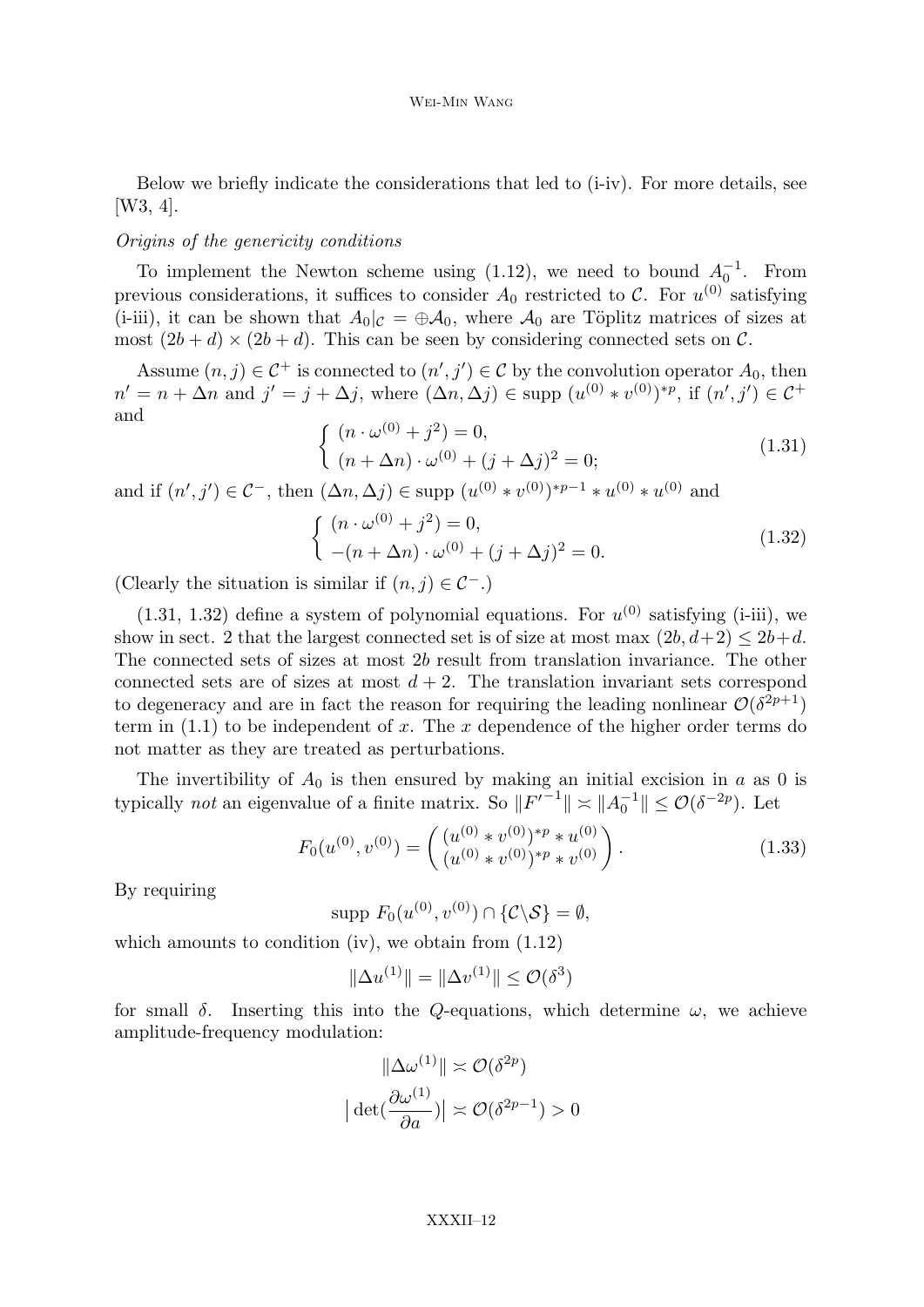Below we briefly indicate the considerations that led to (i-iv). For more details, see [W3, 4].

*Origins of the genericity conditions*

To implement the Newton scheme using (1.12), we need to bound $A_0^{-1}$. From previous considerations, it suffices to consider $A_0$ restricted to $\mathcal{C}$. For $u^{(0)}$ satisfying (i-iii), it can be shown that $A_0|_{\mathcal{C}} = \oplus \mathcal{A}_0$, where $\mathcal{A}_0$ are Töplitz matrices of sizes at most $(2b+d) \times (2b+d)$. This can be seen by considering connected sets on $\mathcal{C}$.

Assume $(n, j) \in \mathcal{C}^+$ is connected to $(n', j') \in \mathcal{C}$ by the convolution operator $A_0$, then $n' = n + \Delta n$ and $j' = j + \Delta j$, where $(\Delta n, \Delta j) \in \text{supp } (u^{(0)} * v^{(0)})^{*p}$, if $(n', j') \in \mathcal{C}^+$ and

$$\begin{cases} (n \cdot \omega^{(0)} + j^2) = 0, \\ (n + \Delta n) \cdot \omega^{(0)} + (j + \Delta j)^2 = 0; \end{cases} \tag{1.31}$$

and if $(n', j') \in \mathcal{C}^-$, then $(\Delta n, \Delta j) \in \text{supp } (u^{(0)} * v^{(0)})^{*p-1} * u^{(0)} * u^{(0)}$ and

$$\begin{cases} (n \cdot \omega^{(0)} + j^2) = 0, \\ -(n + \Delta n) \cdot \omega^{(0)} + (j + \Delta j)^2 = 0. \end{cases} \tag{1.32}$$

(Clearly the situation is similar if $(n, j) \in \mathcal{C}^-$.)

(1.31, 1.32) define a system of polynomial equations. For $u^{(0)}$ satisfying (i-iii), we show in sect. 2 that the largest connected set is of size at most $\max(2b, d+2) \leq 2b+d$. The connected sets of sizes at most $2b$ result from translation invariance. The other connected sets are of sizes at most $d+2$. The translation invariant sets correspond to degeneracy and are in fact the reason for requiring the leading nonlinear $\mathcal{O}(\delta^{2p+1})$ term in (1.1) to be independent of $x$. The $x$ dependence of the higher order terms do not matter as they are treated as perturbations.

The invertibility of $A_0$ is then ensured by making an initial excision in $a$ as 0 is typically *not* an eigenvalue of a finite matrix. So $\|F'^{-1}\| \asymp \|A_0^{-1}\| \leq \mathcal{O}(\delta^{-2p})$. Let

$$F_0(u^{(0)}, v^{(0)}) = \begin{pmatrix} (u^{(0)} * v^{(0)})^{*p} * u^{(0)} \\ (u^{(0)} * v^{(0)})^{*p} * v^{(0)} \end{pmatrix}. \tag{1.33}$$

By requiring

$$\text{supp } F_0(u^{(0)}, v^{(0)}) \cap \{\mathcal{C} \backslash \mathcal{S}\} = \emptyset,$$

which amounts to condition (iv), we obtain from (1.12)

$$\|\Delta u^{(1)}\| = \|\Delta v^{(1)}\| \leq \mathcal{O}(\delta^3)$$

for small $\delta$. Inserting this into the $Q$-equations, which determine $\omega$, we achieve amplitude-frequency modulation:

$$\|\Delta \omega^{(1)}\| \asymp \mathcal{O}(\delta^{2p})$$

$$\big|\det(\frac{\partial \omega^{(1)}}{\partial a})\big| \asymp \mathcal{O}(\delta^{2p-1}) > 0$$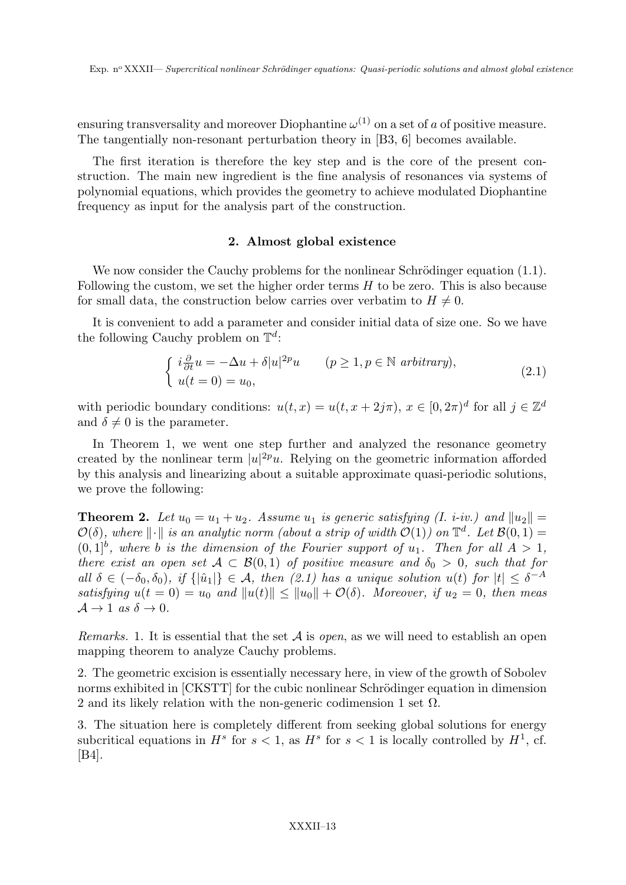ensuring transversality and moreover Diophantine $\omega^{(1)}$ on a set of $a$ of positive measure. The tangentially non-resonant perturbation theory in [B3, 6] becomes available.

The first iteration is therefore the key step and is the core of the present construction. The main new ingredient is the fine analysis of resonances via systems of polynomial equations, which provides the geometry to achieve modulated Diophantine frequency as input for the analysis part of the construction.

## 2. Almost global existence

We now consider the Cauchy problems for the nonlinear Schrödinger equation (1.1). Following the custom, we set the higher order terms $H$ to be zero. This is also because for small data, the construction below carries over verbatim to $H \neq 0$.

It is convenient to add a parameter and consider initial data of size one. So we have the following Cauchy problem on $\mathbb{T}^d$:

$$\begin{cases} i\frac{\partial}{\partial t}u = -\Delta u + \delta|u|^{2p}u \qquad (p \geq 1, p \in \mathbb{N} \text{ arbitrary}), \\ u(t=0) = u_0, \end{cases} \tag{2.1}$$

with periodic boundary conditions: $u(t,x) = u(t, x + 2j\pi)$, $x \in [0, 2\pi)^d$ for all $j \in \mathbb{Z}^d$ and $\delta \neq 0$ is the parameter.

In Theorem 1, we went one step further and analyzed the resonance geometry created by the nonlinear term $|u|^{2p}u$. Relying on the geometric information afforded by this analysis and linearizing about a suitable approximate quasi-periodic solutions, we prove the following:

**Theorem 2.** *Let $u_0 = u_1 + u_2$. Assume $u_1$ is generic satisfying (I. i-iv.) and $\|u_2\| = \mathcal{O}(\delta)$, where $\|\cdot\|$ is an analytic norm (about a strip of width $\mathcal{O}(1)$) on $\mathbb{T}^d$. Let $\mathcal{B}(0,1) = (0,1]^b$, where $b$ is the dimension of the Fourier support of $u_1$. Then for all $A > 1$, there exist an open set $\mathcal{A} \subset \mathcal{B}(0,1)$ of positive measure and $\delta_0 > 0$, such that for all $\delta \in (-\delta_0, \delta_0)$, if $\{|\hat{u}_1|\} \in \mathcal{A}$, then (2.1) has a unique solution $u(t)$ for $|t| \leq \delta^{-A}$ satisfying $u(t=0) = u_0$ and $\|u(t)\| \leq \|u_0\| + \mathcal{O}(\delta)$. Moreover, if $u_2 = 0$, then meas $\mathcal{A} \to 1$ as $\delta \to 0$.*

*Remarks.* 1. It is essential that the set $\mathcal{A}$ is *open*, as we will need to establish an open mapping theorem to analyze Cauchy problems.

2. The geometric excision is essentially necessary here, in view of the growth of Sobolev norms exhibited in [CKSTT] for the cubic nonlinear Schrödinger equation in dimension 2 and its likely relation with the non-generic codimension 1 set $\Omega$.

3. The situation here is completely different from seeking global solutions for energy subcritical equations in $H^s$ for $s < 1$, as $H^s$ for $s < 1$ is locally controlled by $H^1$, cf. [B4].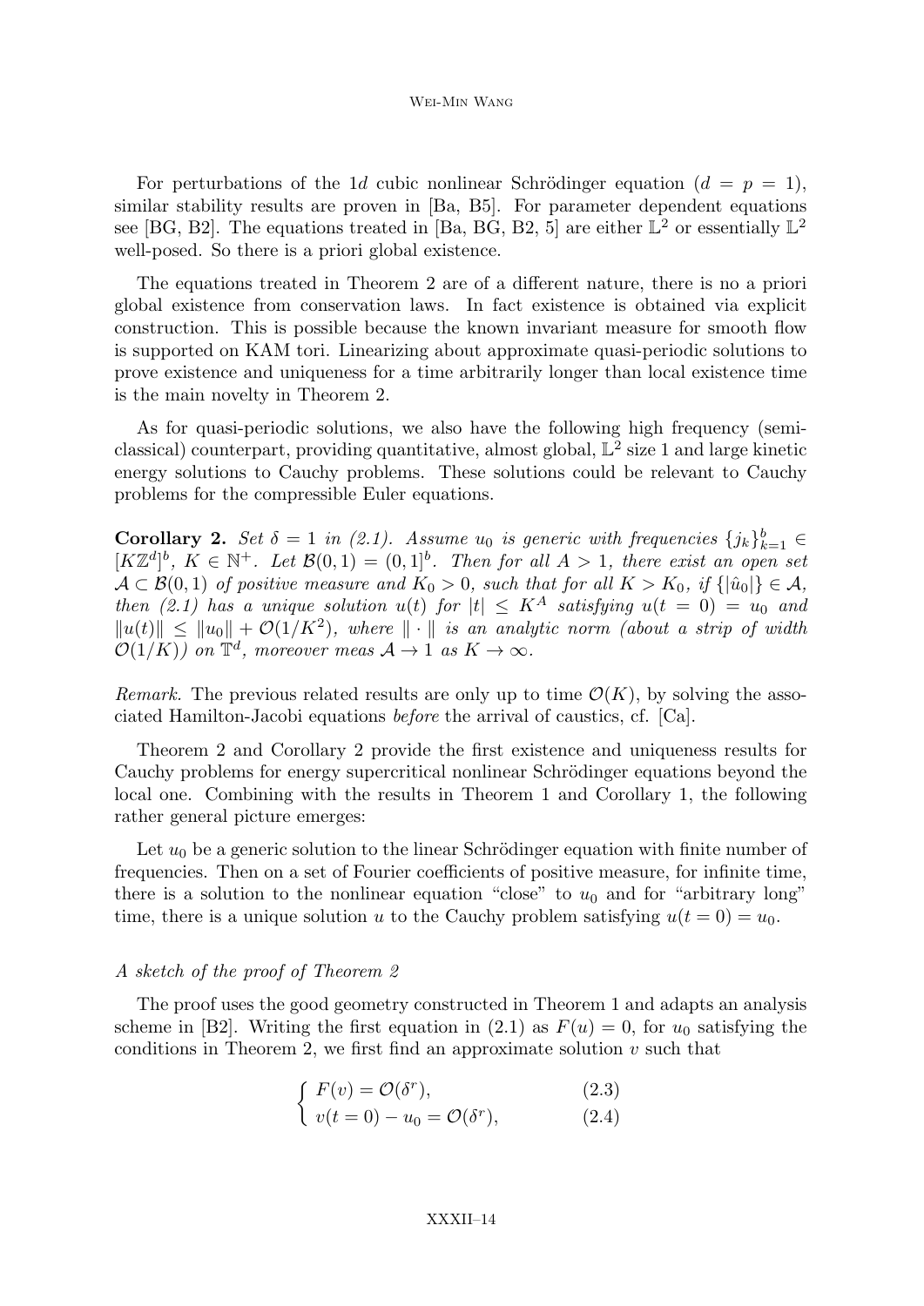For perturbations of the 1$d$ cubic nonlinear Schrödinger equation ($d = p = 1$), similar stability results are proven in [Ba, B5]. For parameter dependent equations see [BG, B2]. The equations treated in [Ba, BG, B2, 5] are either $\mathbb{L}^2$ or essentially $\mathbb{L}^2$ well-posed. So there is a priori global existence.

The equations treated in Theorem 2 are of a different nature, there is no a priori global existence from conservation laws. In fact existence is obtained via explicit construction. This is possible because the known invariant measure for smooth flow is supported on KAM tori. Linearizing about approximate quasi-periodic solutions to prove existence and uniqueness for a time arbitrarily longer than local existence time is the main novelty in Theorem 2.

As for quasi-periodic solutions, we also have the following high frequency (semi-classical) counterpart, providing quantitative, almost global, $\mathbb{L}^2$ size 1 and large kinetic energy solutions to Cauchy problems. These solutions could be relevant to Cauchy problems for the compressible Euler equations.

**Corollary 2.** *Set $\delta = 1$ in (2.1). Assume $u_0$ is generic with frequencies $\{j_k\}_{k=1}^b \in [K\mathbb{Z}^d]^b$, $K \in \mathbb{N}^+$. Let $\mathcal{B}(0,1) = (0,1]^b$. Then for all $A > 1$, there exist an open set $\mathcal{A} \subset \mathcal{B}(0,1)$ of positive measure and $K_0 > 0$, such that for all $K > K_0$, if $\{|\hat{u}_0|\} \in \mathcal{A}$, then (2.1) has a unique solution $u(t)$ for $|t| \leq K^A$ satisfying $u(t = 0) = u_0$ and $\|u(t)\| \leq \|u_0\| + \mathcal{O}(1/K^2)$, where $\|\cdot\|$ is an analytic norm (about a strip of width $\mathcal{O}(1/K)$) on $\mathbb{T}^d$, moreover meas $\mathcal{A} \to 1$ as $K \to \infty$.*

*Remark.* The previous related results are only up to time $\mathcal{O}(K)$, by solving the associated Hamilton-Jacobi equations *before* the arrival of caustics, cf. [Ca].

Theorem 2 and Corollary 2 provide the first existence and uniqueness results for Cauchy problems for energy supercritical nonlinear Schrödinger equations beyond the local one. Combining with the results in Theorem 1 and Corollary 1, the following rather general picture emerges:

Let $u_0$ be a generic solution to the linear Schrödinger equation with finite number of frequencies. Then on a set of Fourier coefficients of positive measure, for infinite time, there is a solution to the nonlinear equation "close" to $u_0$ and for "arbitrary long" time, there is a unique solution $u$ to the Cauchy problem satisfying $u(t = 0) = u_0$.

*A sketch of the proof of Theorem 2*

The proof uses the good geometry constructed in Theorem 1 and adapts an analysis scheme in [B2]. Writing the first equation in (2.1) as $F(u) = 0$, for $u_0$ satisfying the conditions in Theorem 2, we first find an approximate solution $v$ such that

$$
\begin{cases} F(v) = \mathcal{O}(\delta^r), & (2.3) \\ v(t=0) - u_0 = \mathcal{O}(\delta^r), & (2.4) \end{cases}
$$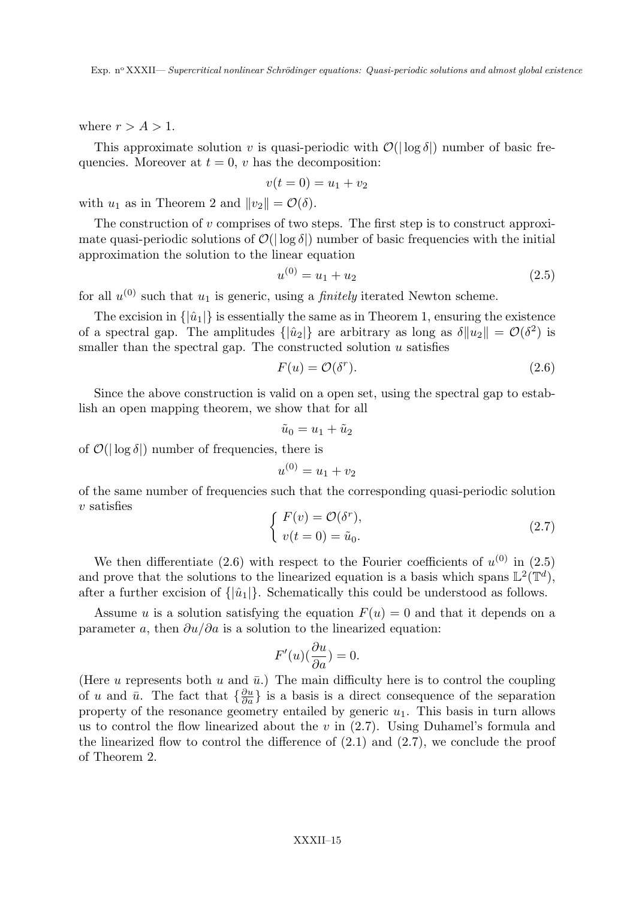where $r > A > 1$.

This approximate solution $v$ is quasi-periodic with $\mathcal{O}(|\log \delta|)$ number of basic frequencies. Moreover at $t = 0$, $v$ has the decomposition:

$$v(t = 0) = u_1 + v_2$$

with $u_1$ as in Theorem 2 and $\|v_2\| = \mathcal{O}(\delta)$.

The construction of $v$ comprises of two steps. The first step is to construct approximate quasi-periodic solutions of $\mathcal{O}(|\log \delta|)$ number of basic frequencies with the initial approximation the solution to the linear equation

$$u^{(0)} = u_1 + u_2 \tag{2.5}$$

for all $u^{(0)}$ such that $u_1$ is generic, using a *finitely* iterated Newton scheme.

The excision in $\{|\hat{u}_1|\}$ is essentially the same as in Theorem 1, ensuring the existence of a spectral gap. The amplitudes $\{|\hat{u}_2|\}$ are arbitrary as long as $\delta\|u_2\| = \mathcal{O}(\delta^2)$ is smaller than the spectral gap. The constructed solution $u$ satisfies

$$F(u) = \mathcal{O}(\delta^r). \tag{2.6}$$

Since the above construction is valid on a open set, using the spectral gap to establish an open mapping theorem, we show that for all

$$\tilde{u}_0 = u_1 + \tilde{u}_2$$

of $\mathcal{O}(|\log \delta|)$ number of frequencies, there is

$$u^{(0)} = u_1 + v_2$$

of the same number of frequencies such that the corresponding quasi-periodic solution $v$ satisfies

$$\begin{cases} F(v) = \mathcal{O}(\delta^r), \\ v(t = 0) = \tilde{u}_0. \end{cases} \tag{2.7}$$

We then differentiate (2.6) with respect to the Fourier coefficients of $u^{(0)}$ in (2.5) and prove that the solutions to the linearized equation is a basis which spans $\mathbb{L}^2(\mathbb{T}^d)$, after a further excision of $\{|\hat{u}_1|\}$. Schematically this could be understood as follows.

Assume $u$ is a solution satisfying the equation $F(u) = 0$ and that it depends on a parameter $a$, then $\partial u/\partial a$ is a solution to the linearized equation:

$$F'(u)(\frac{\partial u}{\partial a}) = 0.$$

(Here $u$ represents both $u$ and $\bar{u}$.) The main difficulty here is to control the coupling of $u$ and $\bar{u}$. The fact that $\{\frac{\partial u}{\partial a}\}$ is a basis is a direct consequence of the separation property of the resonance geometry entailed by generic $u_1$. This basis in turn allows us to control the flow linearized about the $v$ in (2.7). Using Duhamel's formula and the linearized flow to control the difference of (2.1) and (2.7), we conclude the proof of Theorem 2.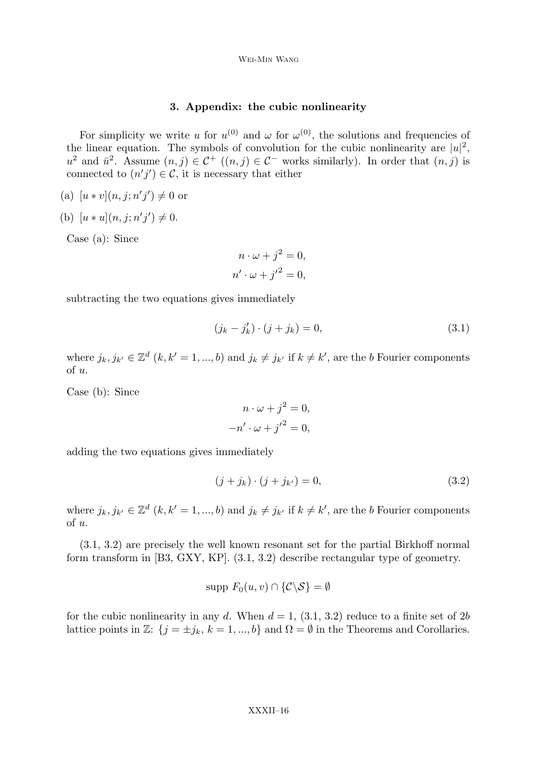## 3. Appendix: the cubic nonlinearity

For simplicity we write $u$ for $u^{(0)}$ and $\omega$ for $\omega^{(0)}$, the solutions and frequencies of the linear equation. The symbols of convolution for the cubic nonlinearity are $|u|^2$, $u^2$ and $\bar{u}^2$. Assume $(n, j) \in \mathcal{C}^+$ ($(n, j) \in \mathcal{C}^-$ works similarly). In order that $(n, j)$ is connected to $(n'j') \in \mathcal{C}$, it is necessary that either

(a) $[u * v](n, j; n'j') \neq 0$ or

(b) $[u * u](n, j; n'j') \neq 0$.

Case (a): Since

$$n \cdot \omega + j^2 = 0,$$
$$n' \cdot \omega + {j'}^2 = 0,$$

subtracting the two equations gives immediately

$$(j_k - j_k') \cdot (j + j_k) = 0, \tag{3.1}$$

where $j_k, j_{k'} \in \mathbb{Z}^d$ ($k, k' = 1, ..., b$) and $j_k \neq j_{k'}$ if $k \neq k'$, are the $b$ Fourier components of $u$.

Case (b): Since

$$n \cdot \omega + j^2 = 0,$$
$$-n' \cdot \omega + {j'}^2 = 0,$$

adding the two equations gives immediately

$$(j + j_k) \cdot (j + j_{k'}) = 0, \tag{3.2}$$

where $j_k, j_{k'} \in \mathbb{Z}^d$ ($k, k' = 1, ..., b$) and $j_k \neq j_{k'}$ if $k \neq k'$, are the $b$ Fourier components of $u$.

(3.1, 3.2) are precisely the well known resonant set for the partial Birkhoff normal form transform in [B3, GXY, KP]. (3.1, 3.2) describe rectangular type of geometry.

$$\text{supp } F_0(u, v) \cap \{\mathcal{C} \backslash \mathcal{S}\} = \emptyset$$

for the cubic nonlinearity in any $d$. When $d = 1$, (3.1, 3.2) reduce to a finite set of $2b$ lattice points in $\mathbb{Z}$: $\{j = \pm j_k, k = 1, ..., b\}$ and $\Omega = \emptyset$ in the Theorems and Corollaries.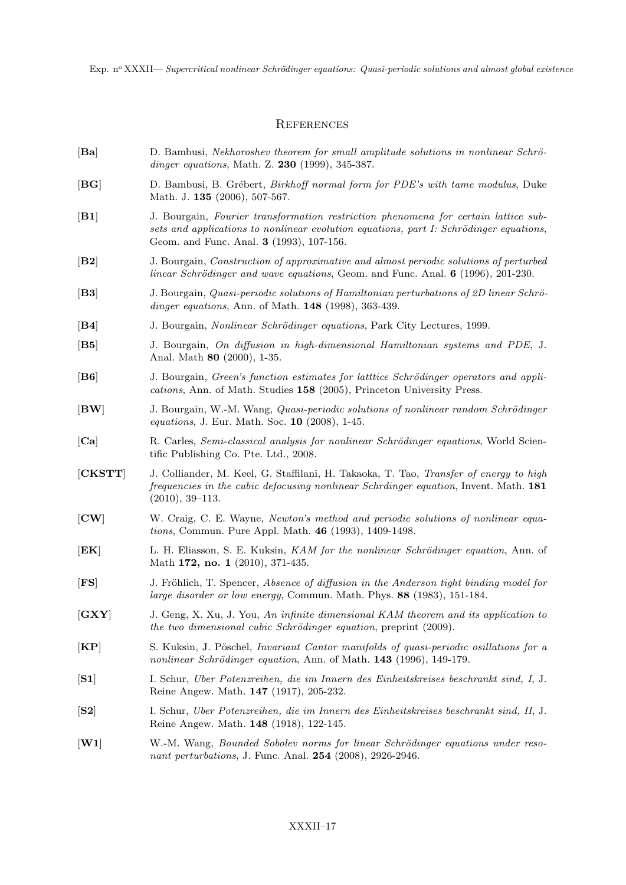## References

**[Ba]** D. Bambusi, *Nekhoroshev theorem for small amplitude solutions in nonlinear Schrödinger equations*, Math. Z. **230** (1999), 345-387.

**[BG]** D. Bambusi, B. Grébert, *Birkhoff normal form for PDE's with tame modulus*, Duke Math. J. **135** (2006), 507-567.

**[B1]** J. Bourgain, *Fourier transformation restriction phenomena for certain lattice subsets and applications to nonlinear evolution equations, part I: Schrödinger equations*, Geom. and Func. Anal. **3** (1993), 107-156.

**[B2]** J. Bourgain, *Construction of approximative and almost periodic solutions of perturbed linear Schrödinger and wave equations*, Geom. and Func. Anal. **6** (1996), 201-230.

**[B3]** J. Bourgain, *Quasi-periodic solutions of Hamiltonian perturbations of 2D linear Schrödinger equations*, Ann. of Math. **148** (1998), 363-439.

**[B4]** J. Bourgain, *Nonlinear Schrödinger equations*, Park City Lectures, 1999.

**[B5]** J. Bourgain, *On diffusion in high-dimensional Hamiltonian systems and PDE*, J. Anal. Math **80** (2000), 1-35.

**[B6]** J. Bourgain, *Green's function estimates for latttice Schrödinger operators and applications*, Ann. of Math. Studies **158** (2005), Princeton University Press.

**[BW]** J. Bourgain, W.-M. Wang, *Quasi-periodic solutions of nonlinear random Schrödinger equations*, J. Eur. Math. Soc. **10** (2008), 1-45.

**[Ca]** R. Carles, *Semi-classical analysis for nonlinear Schrödinger equations*, World Scientific Publishing Co. Pte. Ltd., 2008.

**[CKSTT]** J. Colliander, M. Keel, G. Staffilani, H. Takaoka, T. Tao, *Transfer of energy to high frequencies in the cubic defocusing nonlinear Schrdinger equation*, Invent. Math. **181** (2010), 39–113.

**[CW]** W. Craig, C. E. Wayne, *Newton's method and periodic solutions of nonlinear equations*, Commun. Pure Appl. Math. **46** (1993), 1409-1498.

**[EK]** L. H. Eliasson, S. E. Kuksin, *KAM for the nonlinear Schrödinger equation*, Ann. of Math **172, no. 1** (2010), 371-435.

**[FS]** J. Fröhlich, T. Spencer, *Absence of diffusion in the Anderson tight binding model for large disorder or low energy*, Commun. Math. Phys. **88** (1983), 151-184.

**[GXY]** J. Geng, X. Xu, J. You, *An infinite dimensional KAM theorem and its application to the two dimensional cubic Schrödinger equation*, preprint (2009).

**[KP]** S. Kuksin, J. Pöschel, *Invariant Cantor manifolds of quasi-periodic osillations for a nonlinear Schrödinger equation*, Ann. of Math. **143** (1996), 149-179.

**[S1]** I. Schur, *Uber Potenzreihen, die im Innern des Einheitskreises beschrankt sind, I*, J. Reine Angew. Math. **147** (1917), 205-232.

**[S2]** I. Schur, *Uber Potenzreihen, die im Innern des Einheitskreises beschrankt sind, II*, J. Reine Angew. Math. **148** (1918), 122-145.

**[W1]** W.-M. Wang, *Bounded Sobolev norms for linear Schrödinger equations under resonant perturbations*, J. Func. Anal. **254** (2008), 2926-2946.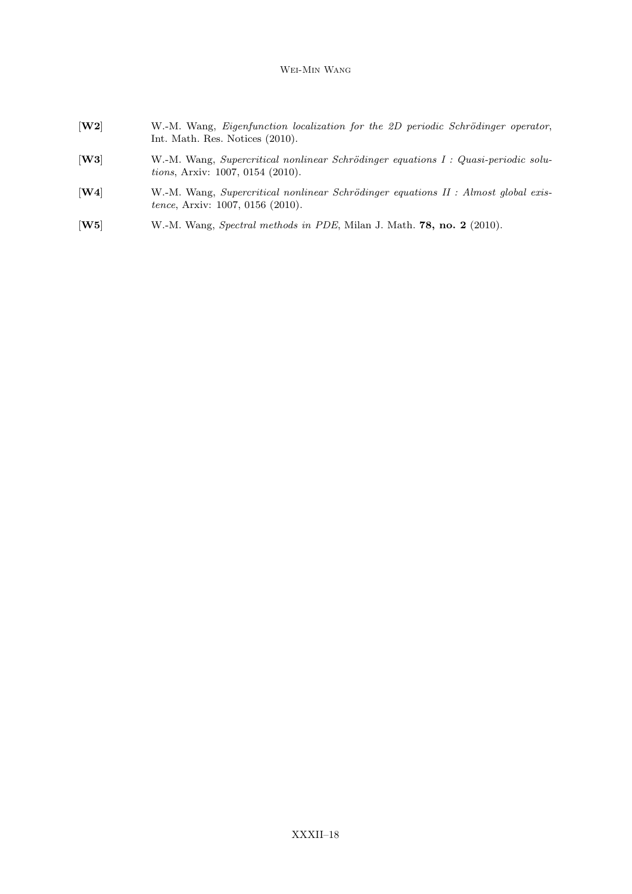[**W2**] W.-M. Wang, *Eigenfunction localization for the 2D periodic Schrödinger operator*, Int. Math. Res. Notices (2010).

[**W3**] W.-M. Wang, *Supercritical nonlinear Schrödinger equations I : Quasi-periodic solutions*, Arxiv: 1007, 0154 (2010).

[**W4**] W.-M. Wang, *Supercritical nonlinear Schrödinger equations II : Almost global existence*, Arxiv: 1007, 0156 (2010).

[**W5**] W.-M. Wang, *Spectral methods in PDE*, Milan J. Math. **78, no. 2** (2010).